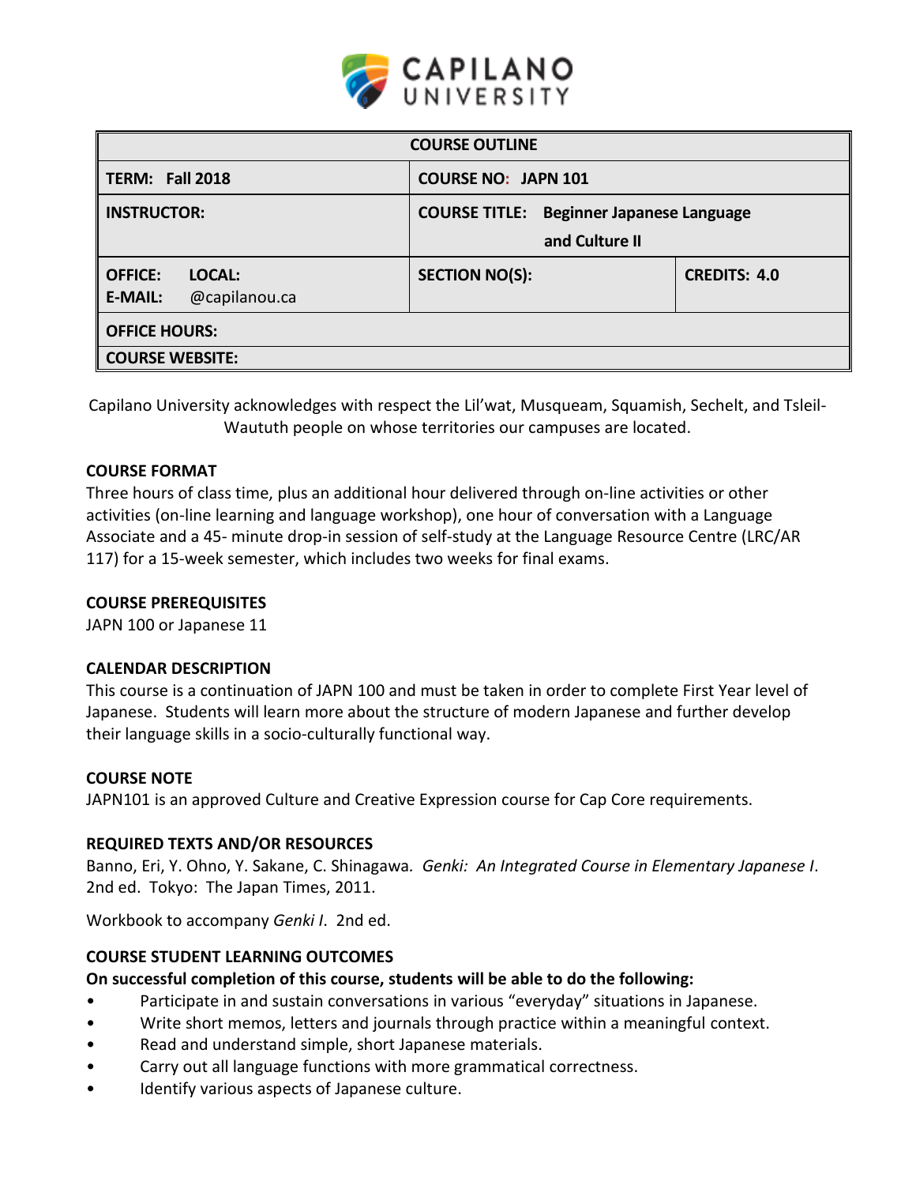CAPILANO UNIVERSITY

| COURSE OUTLINE | | |
|---|---|---|
| **TERM: Fall 2018** | **COURSE NO: JAPN 101** | |
| **INSTRUCTOR:** | **COURSE TITLE: Beginner Japanese Language and Culture II** | |
| **OFFICE: LOCAL:**<br>**E-MAIL:** @capilanou.ca | **SECTION NO(S):** | **CREDITS: 4.0** |
| **OFFICE HOURS:** | | |
| **COURSE WEBSITE:** | | |

Capilano University acknowledges with respect the Lil'wat, Musqueam, Squamish, Sechelt, and Tsleil-Waututh people on whose territories our campuses are located.

### COURSE FORMAT

Three hours of class time, plus an additional hour delivered through on-line activities or other activities (on-line learning and language workshop), one hour of conversation with a Language Associate and a 45- minute drop-in session of self-study at the Language Resource Centre (LRC/AR 117) for a 15-week semester, which includes two weeks for final exams.

### COURSE PREREQUISITES

JAPN 100 or Japanese 11

### CALENDAR DESCRIPTION

This course is a continuation of JAPN 100 and must be taken in order to complete First Year level of Japanese. Students will learn more about the structure of modern Japanese and further develop their language skills in a socio-culturally functional way.

### COURSE NOTE

JAPN101 is an approved Culture and Creative Expression course for Cap Core requirements.

### REQUIRED TEXTS AND/OR RESOURCES

Banno, Eri, Y. Ohno, Y. Sakane, C. Shinagawa. *Genki: An Integrated Course in Elementary Japanese I*. 2nd ed. Tokyo: The Japan Times, 2011.

Workbook to accompany *Genki I*. 2nd ed.

### COURSE STUDENT LEARNING OUTCOMES

**On successful completion of this course, students will be able to do the following:**

- Participate in and sustain conversations in various "everyday" situations in Japanese.
- Write short memos, letters and journals through practice within a meaningful context.
- Read and understand simple, short Japanese materials.
- Carry out all language functions with more grammatical correctness.
- Identify various aspects of Japanese culture.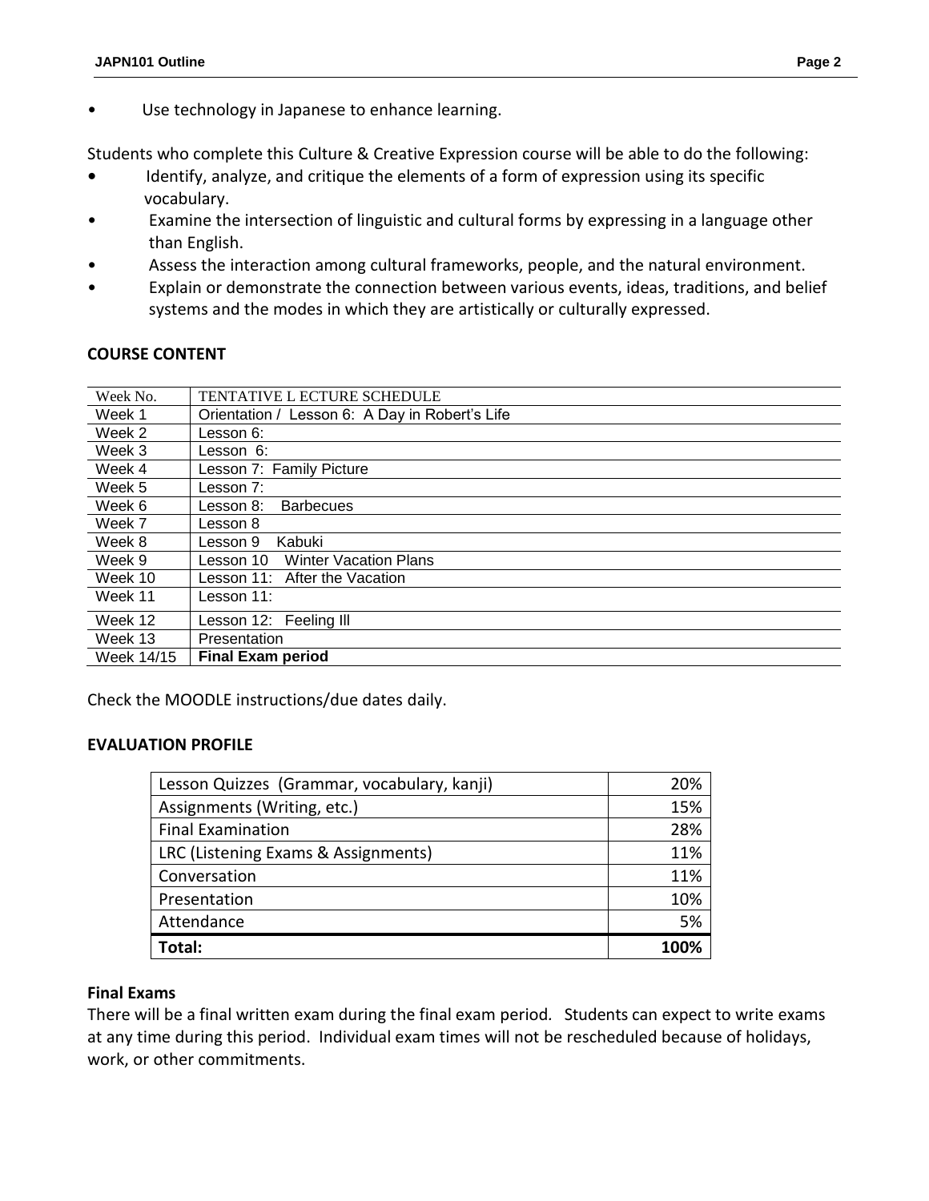- Use technology in Japanese to enhance learning.

Students who complete this Culture & Creative Expression course will be able to do the following:

- Identify, analyze, and critique the elements of a form of expression using its specific vocabulary.
- Examine the intersection of linguistic and cultural forms by expressing in a language other than English.
- Assess the interaction among cultural frameworks, people, and the natural environment.
- Explain or demonstrate the connection between various events, ideas, traditions, and belief systems and the modes in which they are artistically or culturally expressed.

## COURSE CONTENT

| Week No. | TENTATIVE L ECTURE SCHEDULE |
|---|---|
| Week 1 | Orientation / Lesson 6: A Day in Robert's Life |
| Week 2 | Lesson 6: |
| Week 3 | Lesson 6: |
| Week 4 | Lesson 7: Family Picture |
| Week 5 | Lesson 7: |
| Week 6 | Lesson 8: Barbecues |
| Week 7 | Lesson 8 |
| Week 8 | Lesson 9 Kabuki |
| Week 9 | Lesson 10 Winter Vacation Plans |
| Week 10 | Lesson 11: After the Vacation |
| Week 11 | Lesson 11: |
| Week 12 | Lesson 12: Feeling Ill |
| Week 13 | Presentation |
| Week 14/15 | **Final Exam period** |

Check the MOODLE instructions/due dates daily.

## EVALUATION PROFILE

| Component | Weight |
|---|---|
| Lesson Quizzes (Grammar, vocabulary, kanji) | 20% |
| Assignments (Writing, etc.) | 15% |
| Final Examination | 28% |
| LRC (Listening Exams & Assignments) | 11% |
| Conversation | 11% |
| Presentation | 10% |
| Attendance | 5% |
| **Total:** | **100%** |

### Final Exams

There will be a final written exam during the final exam period. Students can expect to write exams at any time during this period. Individual exam times will not be rescheduled because of holidays, work, or other commitments.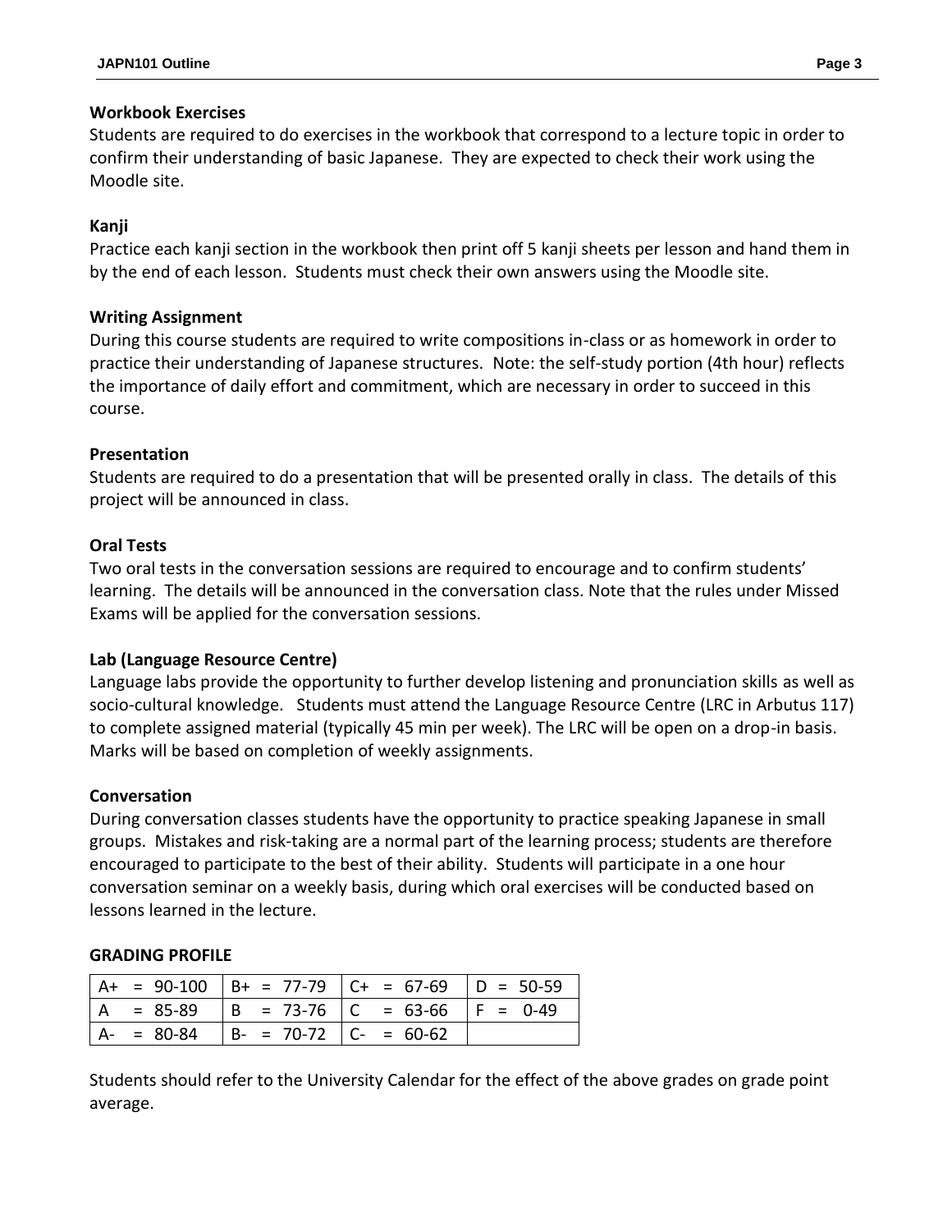**Workbook Exercises**

Students are required to do exercises in the workbook that correspond to a lecture topic in order to confirm their understanding of basic Japanese. They are expected to check their work using the Moodle site.

**Kanji**

Practice each kanji section in the workbook then print off 5 kanji sheets per lesson and hand them in by the end of each lesson. Students must check their own answers using the Moodle site.

**Writing Assignment**

During this course students are required to write compositions in-class or as homework in order to practice their understanding of Japanese structures. Note: the self-study portion (4th hour) reflects the importance of daily effort and commitment, which are necessary in order to succeed in this course.

**Presentation**

Students are required to do a presentation that will be presented orally in class. The details of this project will be announced in class.

**Oral Tests**

Two oral tests in the conversation sessions are required to encourage and to confirm students' learning. The details will be announced in the conversation class. Note that the rules under Missed Exams will be applied for the conversation sessions.

**Lab (Language Resource Centre)**

Language labs provide the opportunity to further develop listening and pronunciation skills as well as socio-cultural knowledge. Students must attend the Language Resource Centre (LRC in Arbutus 117) to complete assigned material (typically 45 min per week). The LRC will be open on a drop-in basis. Marks will be based on completion of weekly assignments.

**Conversation**

During conversation classes students have the opportunity to practice speaking Japanese in small groups. Mistakes and risk-taking are a normal part of the learning process; students are therefore encouraged to participate to the best of their ability. Students will participate in a one hour conversation seminar on a weekly basis, during which oral exercises will be conducted based on lessons learned in the lecture.

**GRADING PROFILE**

| | | | |
|---|---|---|---|
| A+ = 90-100 | B+ = 77-79 | C+ = 67-69 | D = 50-59 |
| A = 85-89 | B = 73-76 | C = 63-66 | F = 0-49 |
| A- = 80-84 | B- = 70-72 | C- = 60-62 | |

Students should refer to the University Calendar for the effect of the above grades on grade point average.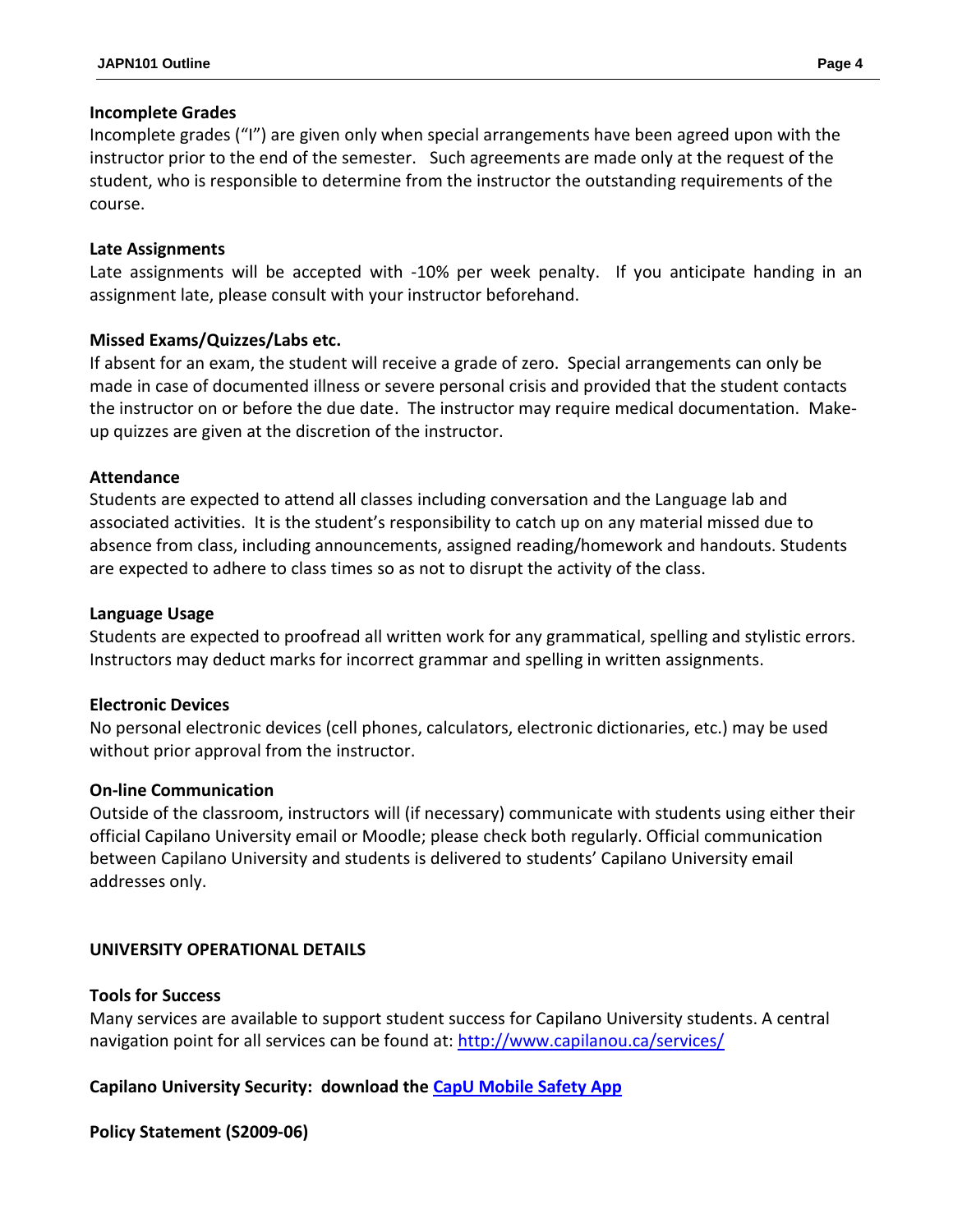**Incomplete Grades**

Incomplete grades (“I”) are given only when special arrangements have been agreed upon with the instructor prior to the end of the semester. Such agreements are made only at the request of the student, who is responsible to determine from the instructor the outstanding requirements of the course.

**Late Assignments**

Late assignments will be accepted with -10% per week penalty. If you anticipate handing in an assignment late, please consult with your instructor beforehand.

**Missed Exams/Quizzes/Labs etc.**

If absent for an exam, the student will receive a grade of zero. Special arrangements can only be made in case of documented illness or severe personal crisis and provided that the student contacts the instructor on or before the due date. The instructor may require medical documentation. Make-up quizzes are given at the discretion of the instructor.

**Attendance**

Students are expected to attend all classes including conversation and the Language lab and associated activities. It is the student’s responsibility to catch up on any material missed due to absence from class, including announcements, assigned reading/homework and handouts. Students are expected to adhere to class times so as not to disrupt the activity of the class.

**Language Usage**

Students are expected to proofread all written work for any grammatical, spelling and stylistic errors. Instructors may deduct marks for incorrect grammar and spelling in written assignments.

**Electronic Devices**

No personal electronic devices (cell phones, calculators, electronic dictionaries, etc.) may be used without prior approval from the instructor.

**On-line Communication**

Outside of the classroom, instructors will (if necessary) communicate with students using either their official Capilano University email or Moodle; please check both regularly. Official communication between Capilano University and students is delivered to students’ Capilano University email addresses only.

## UNIVERSITY OPERATIONAL DETAILS

**Tools for Success**

Many services are available to support student success for Capilano University students. A central navigation point for all services can be found at: http://www.capilanou.ca/services/

**Capilano University Security: download the CapU Mobile Safety App**

**Policy Statement (S2009-06)**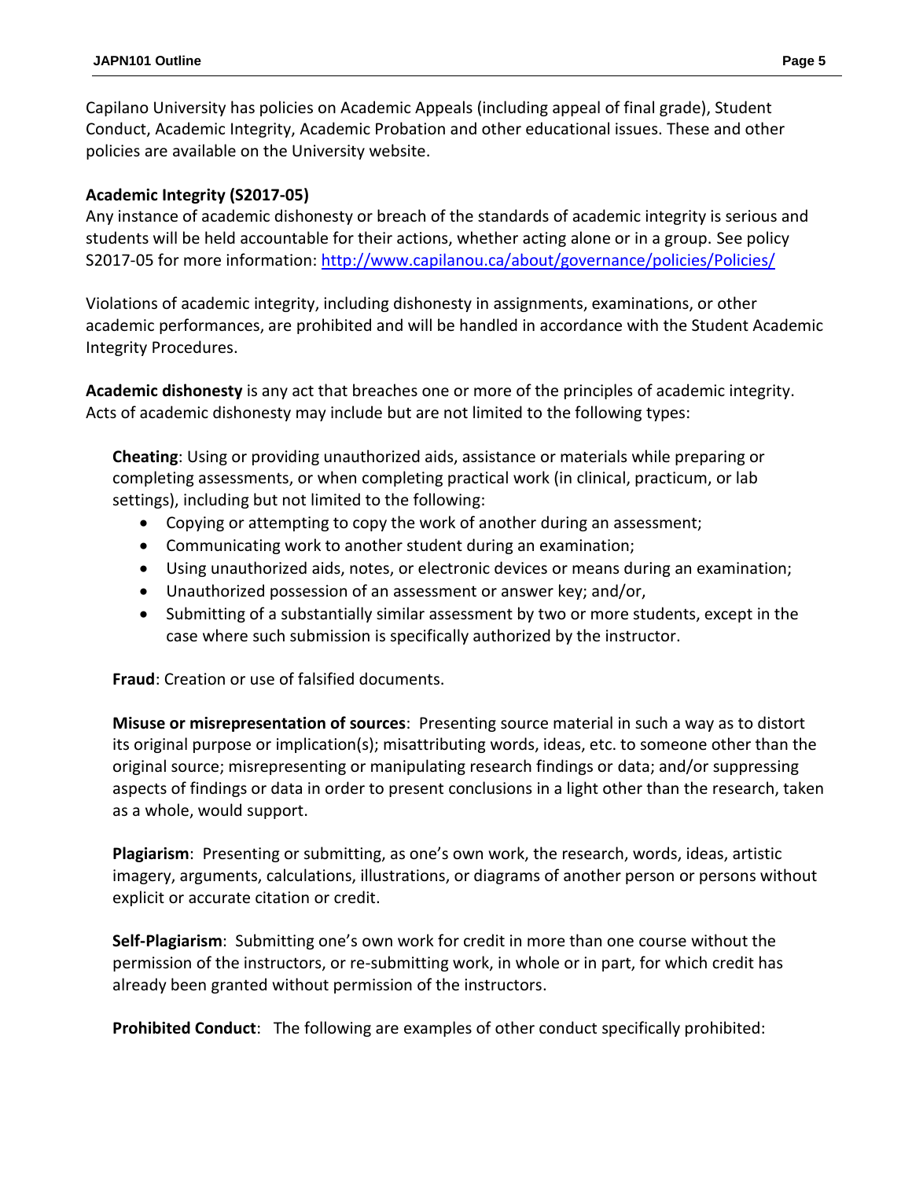Capilano University has policies on Academic Appeals (including appeal of final grade), Student Conduct, Academic Integrity, Academic Probation and other educational issues. These and other policies are available on the University website.

**Academic Integrity (S2017-05)**

Any instance of academic dishonesty or breach of the standards of academic integrity is serious and students will be held accountable for their actions, whether acting alone or in a group. See policy S2017-05 for more information: [http://www.capilanou.ca/about/governance/policies/Policies/](http://www.capilanou.ca/about/governance/policies/Policies/)

Violations of academic integrity, including dishonesty in assignments, examinations, or other academic performances, are prohibited and will be handled in accordance with the Student Academic Integrity Procedures.

**Academic dishonesty** is any act that breaches one or more of the principles of academic integrity. Acts of academic dishonesty may include but are not limited to the following types:

**Cheating**: Using or providing unauthorized aids, assistance or materials while preparing or completing assessments, or when completing practical work (in clinical, practicum, or lab settings), including but not limited to the following:

- Copying or attempting to copy the work of another during an assessment;
- Communicating work to another student during an examination;
- Using unauthorized aids, notes, or electronic devices or means during an examination;
- Unauthorized possession of an assessment or answer key; and/or,
- Submitting of a substantially similar assessment by two or more students, except in the case where such submission is specifically authorized by the instructor.

**Fraud**: Creation or use of falsified documents.

**Misuse or misrepresentation of sources**: Presenting source material in such a way as to distort its original purpose or implication(s); misattributing words, ideas, etc. to someone other than the original source; misrepresenting or manipulating research findings or data; and/or suppressing aspects of findings or data in order to present conclusions in a light other than the research, taken as a whole, would support.

**Plagiarism**: Presenting or submitting, as one's own work, the research, words, ideas, artistic imagery, arguments, calculations, illustrations, or diagrams of another person or persons without explicit or accurate citation or credit.

**Self-Plagiarism**: Submitting one's own work for credit in more than one course without the permission of the instructors, or re-submitting work, in whole or in part, for which credit has already been granted without permission of the instructors.

**Prohibited Conduct**: The following are examples of other conduct specifically prohibited: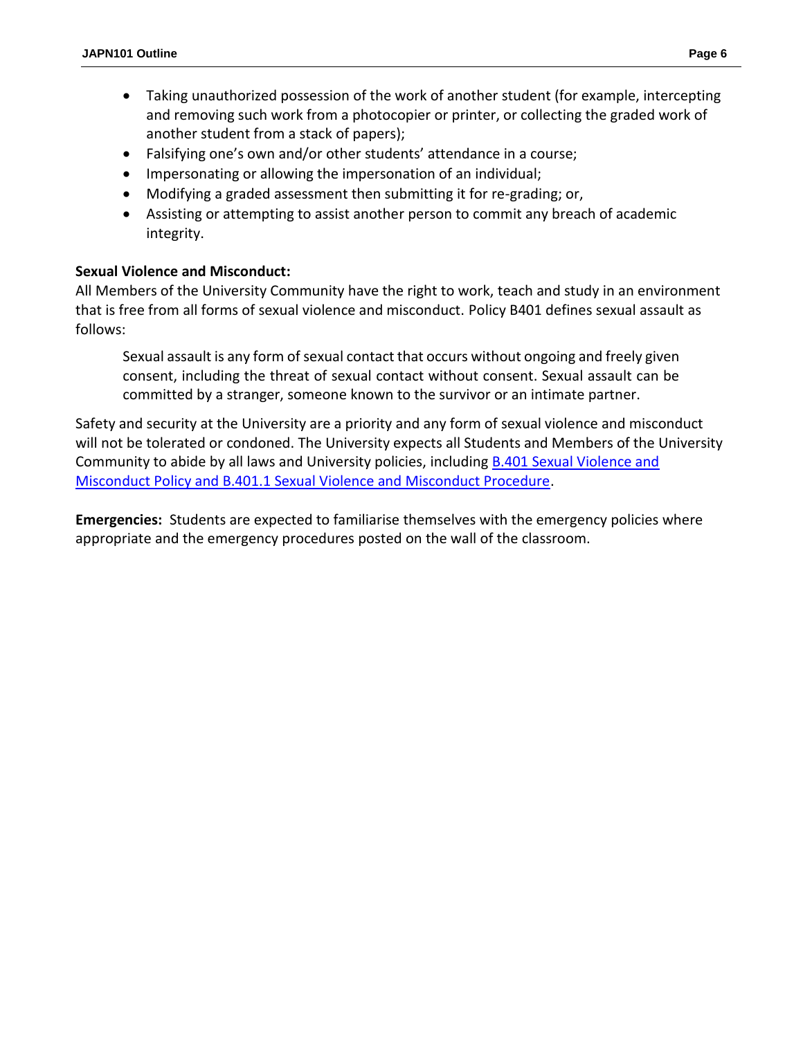- Taking unauthorized possession of the work of another student (for example, intercepting and removing such work from a photocopier or printer, or collecting the graded work of another student from a stack of papers);
- Falsifying one's own and/or other students' attendance in a course;
- Impersonating or allowing the impersonation of an individual;
- Modifying a graded assessment then submitting it for re-grading; or,
- Assisting or attempting to assist another person to commit any breach of academic integrity.

**Sexual Violence and Misconduct:**
All Members of the University Community have the right to work, teach and study in an environment that is free from all forms of sexual violence and misconduct. Policy B401 defines sexual assault as follows:

> Sexual assault is any form of sexual contact that occurs without ongoing and freely given consent, including the threat of sexual contact without consent. Sexual assault can be committed by a stranger, someone known to the survivor or an intimate partner.

Safety and security at the University are a priority and any form of sexual violence and misconduct will not be tolerated or condoned. The University expects all Students and Members of the University Community to abide by all laws and University policies, including B.401 Sexual Violence and Misconduct Policy and B.401.1 Sexual Violence and Misconduct Procedure.

**Emergencies:** Students are expected to familiarise themselves with the emergency policies where appropriate and the emergency procedures posted on the wall of the classroom.